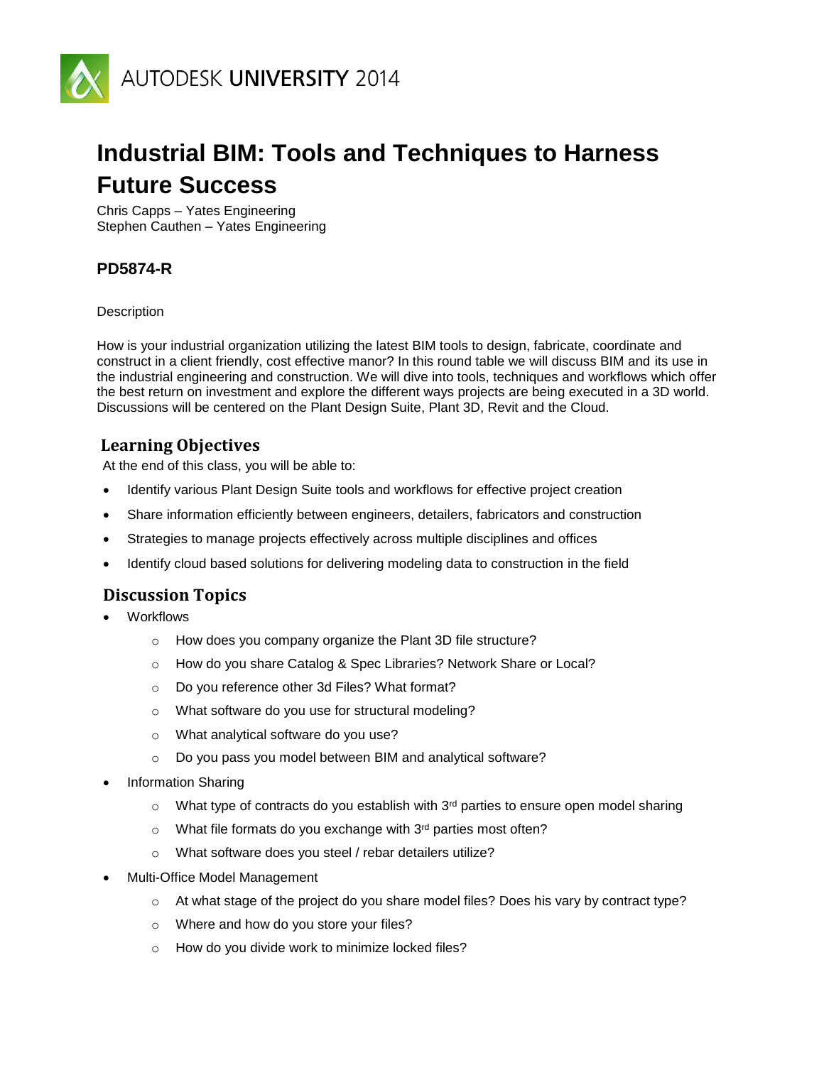AUTODESK UNIVERSITY 2014

# Industrial BIM: Tools and Techniques to Harness Future Success

Chris Capps – Yates Engineering
Stephen Cauthen – Yates Engineering

### PD5874-R

Description

How is your industrial organization utilizing the latest BIM tools to design, fabricate, coordinate and construct in a client friendly, cost effective manor? In this round table we will discuss BIM and its use in the industrial engineering and construction. We will dive into tools, techniques and workflows which offer the best return on investment and explore the different ways projects are being executed in a 3D world. Discussions will be centered on the Plant Design Suite, Plant 3D, Revit and the Cloud.

## Learning Objectives

At the end of this class, you will be able to:

- Identify various Plant Design Suite tools and workflows for effective project creation
- Share information efficiently between engineers, detailers, fabricators and construction
- Strategies to manage projects effectively across multiple disciplines and offices
- Identify cloud based solutions for delivering modeling data to construction in the field

## Discussion Topics

- Workflows
  - How does you company organize the Plant 3D file structure?
  - How do you share Catalog & Spec Libraries? Network Share or Local?
  - Do you reference other 3d Files? What format?
  - What software do you use for structural modeling?
  - What analytical software do you use?
  - Do you pass you model between BIM and analytical software?
- Information Sharing
  - What type of contracts do you establish with 3rd parties to ensure open model sharing
  - What file formats do you exchange with 3rd parties most often?
  - What software does you steel / rebar detailers utilize?
- Multi-Office Model Management
  - At what stage of the project do you share model files? Does his vary by contract type?
  - Where and how do you store your files?
  - How do you divide work to minimize locked files?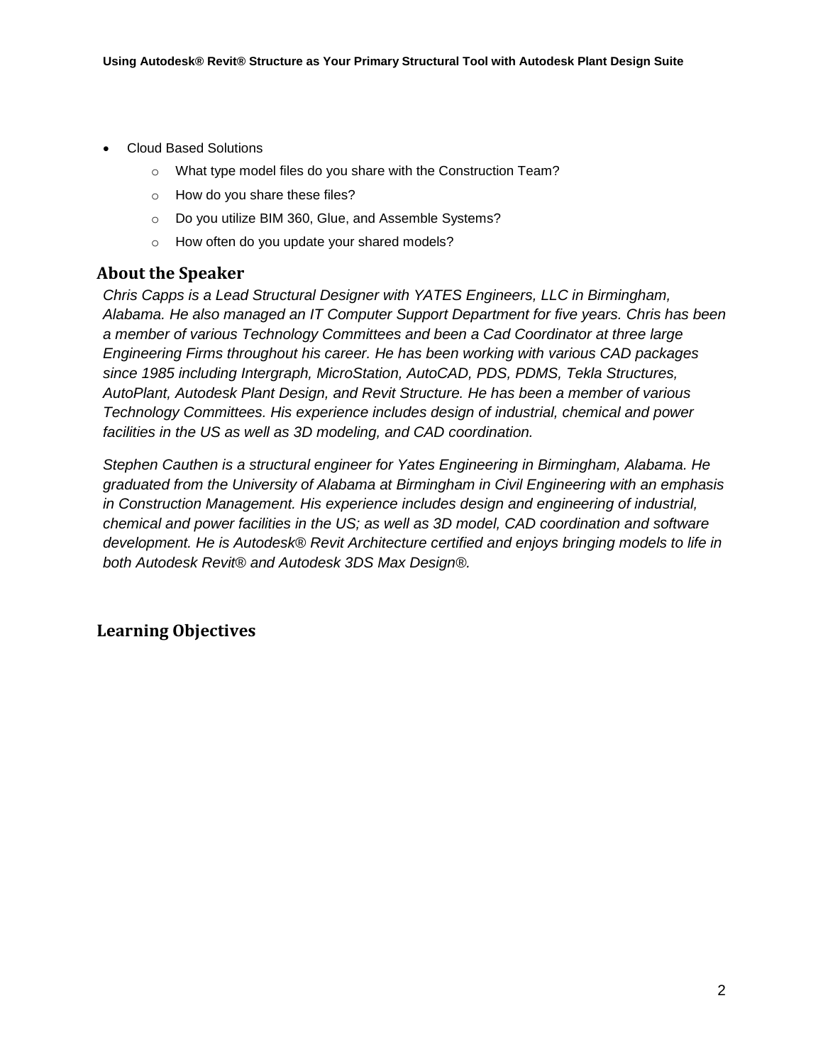- Cloud Based Solutions
    - What type model files do you share with the Construction Team?
    - How do you share these files?
    - Do you utilize BIM 360, Glue, and Assemble Systems?
    - How often do you update your shared models?

## About the Speaker

*Chris Capps is a Lead Structural Designer with YATES Engineers, LLC in Birmingham, Alabama. He also managed an IT Computer Support Department for five years. Chris has been a member of various Technology Committees and been a Cad Coordinator at three large Engineering Firms throughout his career. He has been working with various CAD packages since 1985 including Intergraph, MicroStation, AutoCAD, PDS, PDMS, Tekla Structures, AutoPlant, Autodesk Plant Design, and Revit Structure. He has been a member of various Technology Committees. His experience includes design of industrial, chemical and power facilities in the US as well as 3D modeling, and CAD coordination.*

*Stephen Cauthen is a structural engineer for Yates Engineering in Birmingham, Alabama. He graduated from the University of Alabama at Birmingham in Civil Engineering with an emphasis in Construction Management. His experience includes design and engineering of industrial, chemical and power facilities in the US; as well as 3D model, CAD coordination and software development. He is Autodesk® Revit Architecture certified and enjoys bringing models to life in both Autodesk Revit® and Autodesk 3DS Max Design®.*

## Learning Objectives